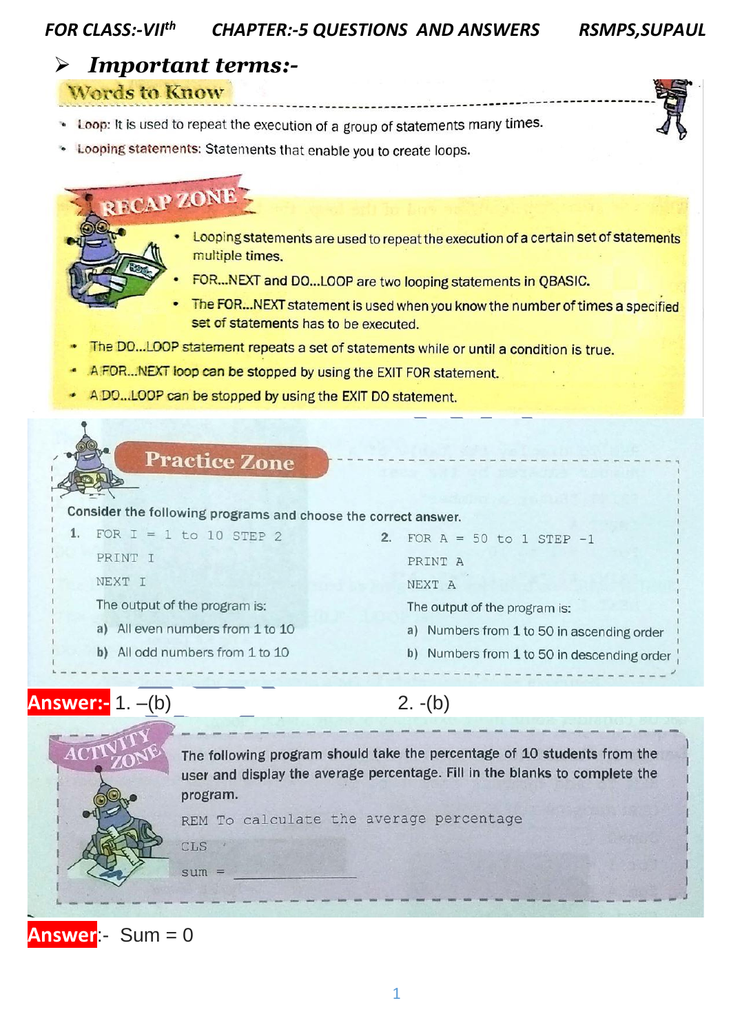FOR CLASS:-VII[th] CHAPTER:-5 QUESTIONS AND ANSWERS RSMPS,SUPAUL

## ➢ *Important terms:-*

### Words to Know

- **Loop:** It is used to repeat the execution of a group of statements many times.
- **Looping statements:** Statements that enable you to create loops.

### RECAP ZONE

- Looping statements are used to repeat the execution of a certain set of statements multiple times.
- FOR...NEXT and DO...LOOP are two looping statements in QBASIC.
- The FOR...NEXT statement is used when you know the number of times a specified set of statements has to be executed.
- The DO...LOOP statement repeats a set of statements while or until a condition is true.
- A FOR...NEXT loop can be stopped by using the EXIT FOR statement.
- A DO...LOOP can be stopped by using the EXIT DO statement.

### Practice Zone

Consider the following programs and choose the correct answer.

1.
```
FOR I = 1 to 10 STEP 2
PRINT I
NEXT I
```
The output of the program is:
   a) All even numbers from 1 to 10
   b) All odd numbers from 1 to 10

2.
```
FOR A = 50 to 1 STEP -1
PRINT A
NEXT A
```
The output of the program is:
   a) Numbers from 1 to 50 in ascending order
   b) Numbers from 1 to 50 in descending order

**Answer:-** 1. –(b)  2. -(b)

### ACTIVITY ZONE

The following program should take the percentage of 10 students from the user and display the average percentage. Fill in the blanks to complete the program.

```
REM To calculate the average percentage
CLS
sum = ____________
```

**Answer**:- Sum = 0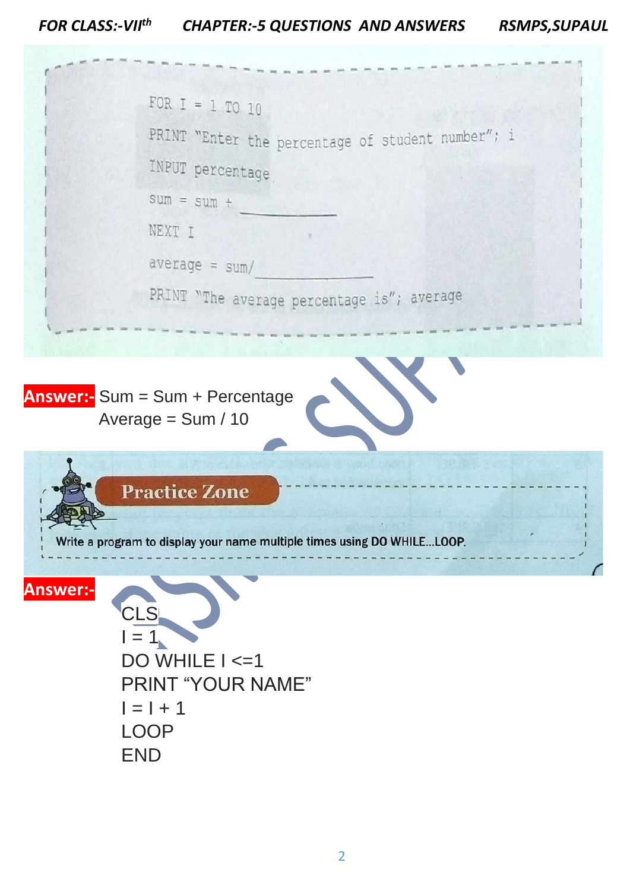```
FOR I = 1 TO 10
PRINT "Enter the percentage of student number"; i
INPUT percentage
sum = sum + __________
NEXT I
average = sum/__________
PRINT "The average percentage is"; average
```

**Answer:-** Sum = Sum + Percentage
Average = Sum / 10

**Practice Zone**

Write a program to display your name multiple times using DO WHILE...LOOP.

**Answer:-**

```
CLS
I = 1
DO WHILE I <=1
PRINT "YOUR NAME"
I = I + 1
LOOP
END
```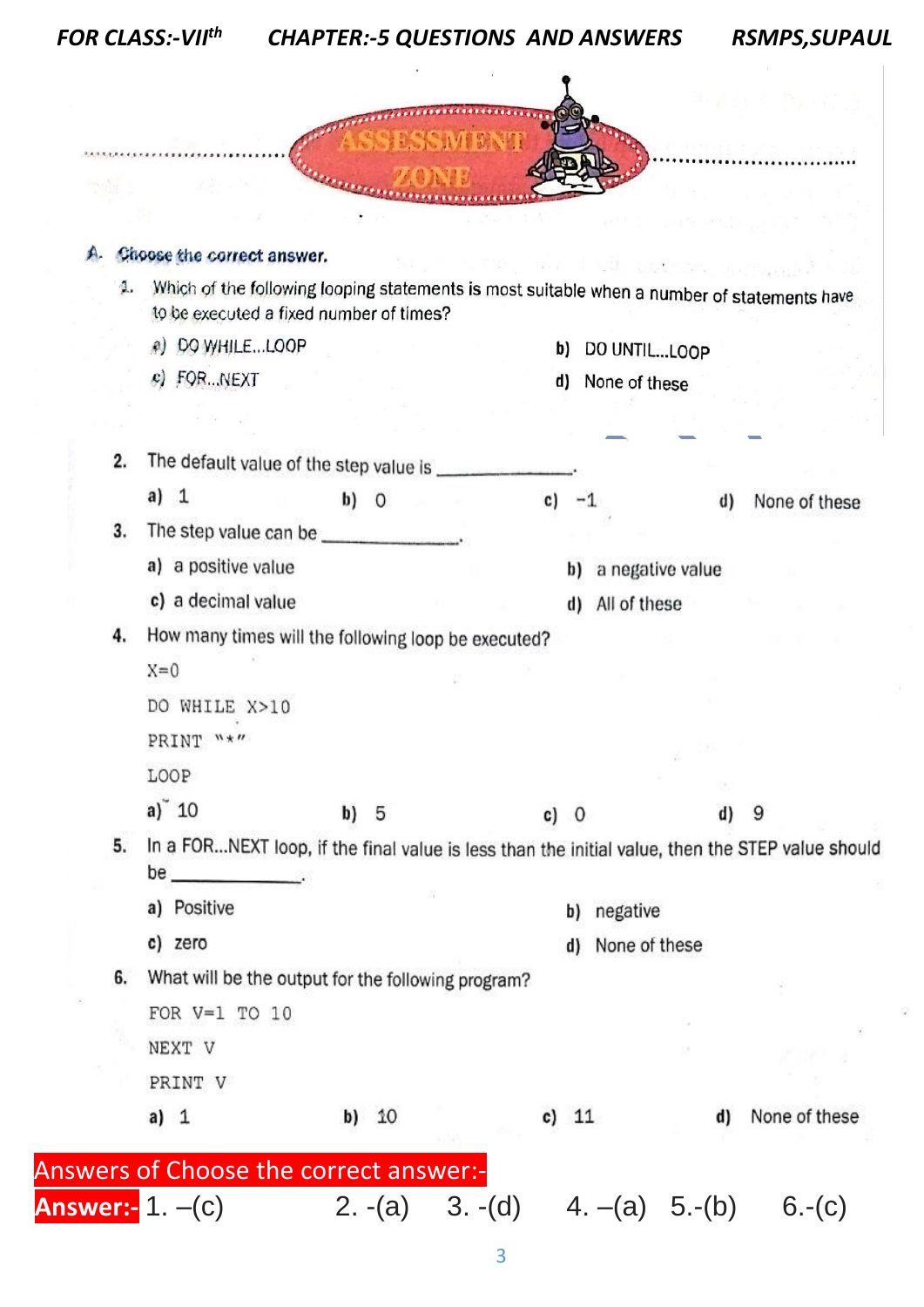## ASSESSMENT ZONE

**A. Choose the correct answer.**

1. Which of the following looping statements is most suitable when a number of statements have to be executed a fixed number of times?

   a) DO WHILE...LOOP  b) DO UNTIL...LOOP
   c) FOR...NEXT  d) None of these

2. The default value of the step value is ____________.

   a) 1  b) 0  c) −1  d) None of these

3. The step value can be ____________.

   a) a positive value  b) a negative value
   c) a decimal value  d) All of these

4. How many times will the following loop be executed?

```
X=0
DO WHILE X>10
PRINT "*"
LOOP
```

   a) 10  b) 5  c) 0  d) 9

5. In a FOR...NEXT loop, if the final value is less than the initial value, then the STEP value should be ____________.

   a) Positive  b) negative
   c) zero  d) None of these

6. What will be the output for the following program?

```
FOR V=1 TO 10
NEXT V
PRINT V
```

   a) 1  b) 10  c) 11  d) None of these

**Answers of Choose the correct answer:-**

**Answer:-** 1. –(c)  2. -(a)  3. -(d)  4. –(a)  5.-(b)  6.-(c)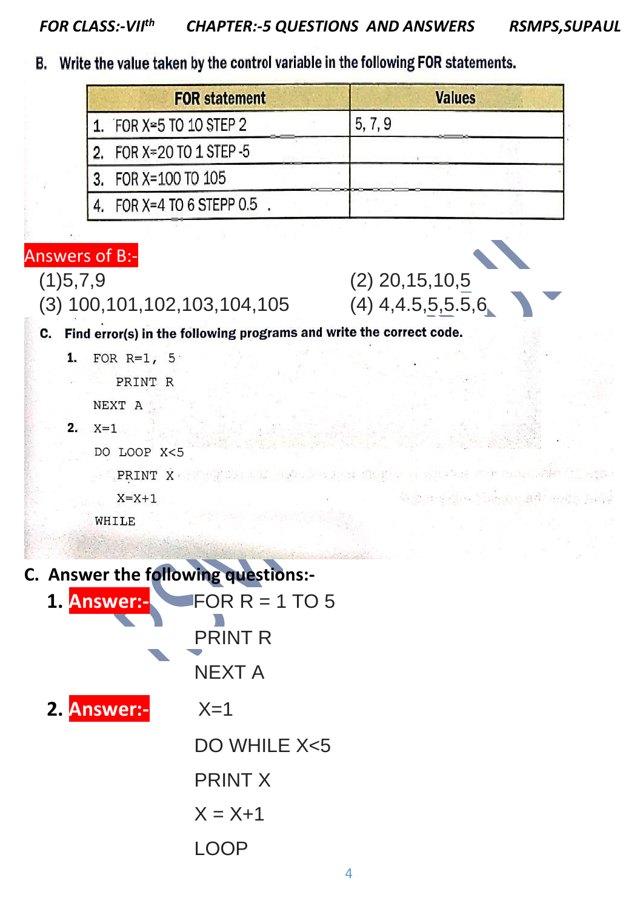B. Write the value taken by the control variable in the following FOR statements.

| FOR statement | Values |
|---|---|
| 1. FOR X=5 TO 10 STEP 2 | 5, 7, 9 |
| 2. FOR X=20 TO 1 STEP -5 | |
| 3. FOR X=100 TO 105 | |
| 4. FOR X=4 TO 6 STEPP 0.5 . | |

**Answers of B:-**

(1)5,7,9

(2) 20,15,10,5

(3) 100,101,102,103,104,105

(4) 4,4.5,5,5.5,6

C. **Find error(s) in the following programs and write the correct code.**

1.
```
FOR R=1, 5
    PRINT R
NEXT A
```

2.
```
X=1
DO LOOP X<5
    PRINT X
    X=X+1
WHILE
```

## C. Answer the following questions:-

1. **Answer:-**

```
FOR R = 1 TO 5
PRINT R
NEXT A
```

2. **Answer:-**

```
X=1
DO WHILE X<5
PRINT X
X = X+1
LOOP
```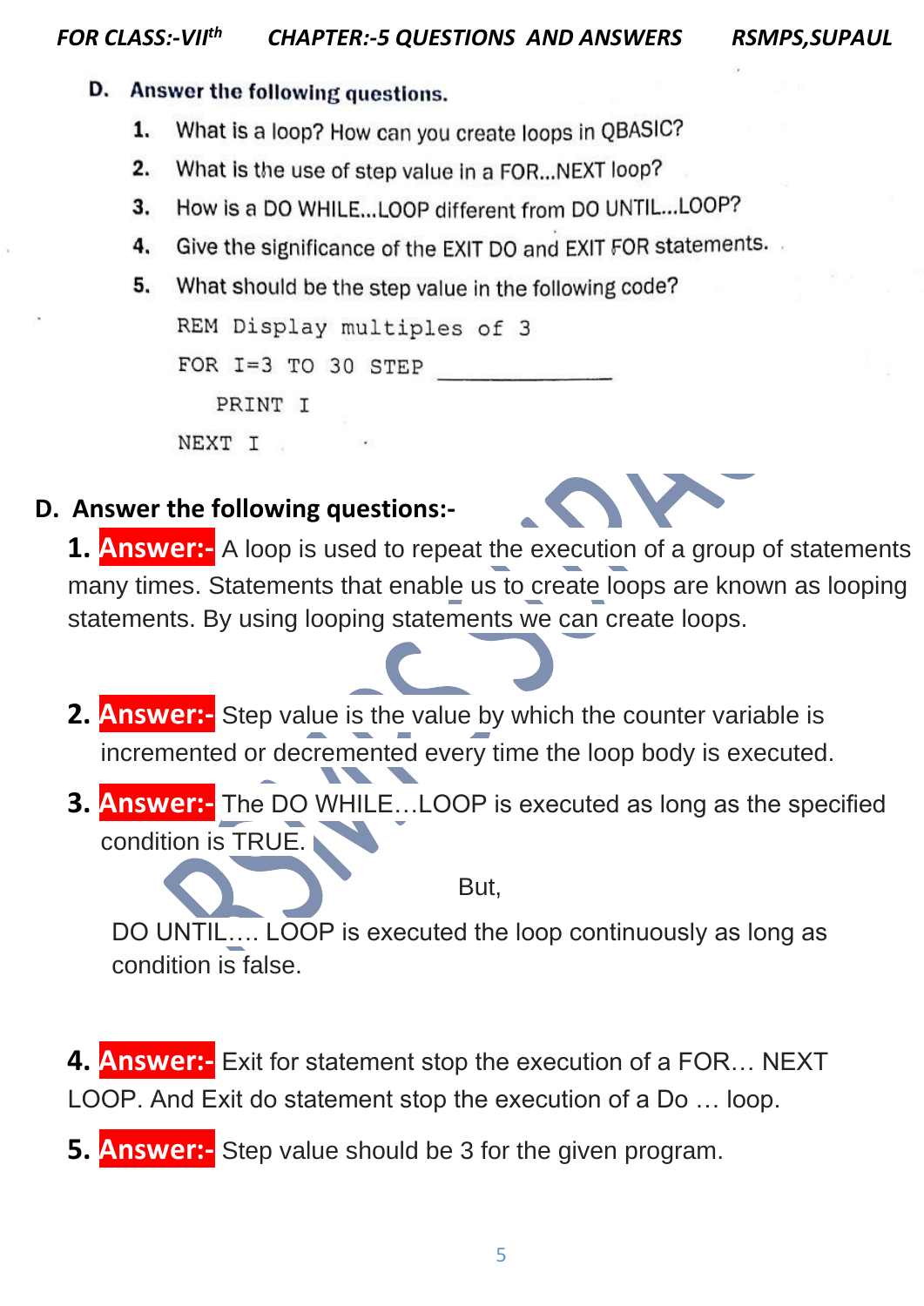**D. Answer the following questions.**

1. What is a loop? How can you create loops in QBASIC?
2. What is the use of step value in a FOR...NEXT loop?
3. How is a DO WHILE...LOOP different from DO UNTIL...LOOP?
4. Give the significance of the EXIT DO and EXIT FOR statements.
5. What should be the step value in the following code?

```
REM Display multiples of 3
FOR I=3 TO 30 STEP ____________
   PRINT I
NEXT I
```

## D. Answer the following questions:-

**1. Answer:-** A loop is used to repeat the execution of a group of statements many times. Statements that enable us to create loops are known as looping statements. By using looping statements we can create loops.

**2. Answer:-** Step value is the value by which the counter variable is incremented or decremented every time the loop body is executed.

**3. Answer:-** The DO WHILE…LOOP is executed as long as the specified condition is TRUE.

But,

DO UNTIL…. LOOP is executed the loop continuously as long as condition is false.

**4. Answer:-** Exit for statement stop the execution of a FOR… NEXT LOOP. And Exit do statement stop the execution of a Do … loop.

**5. Answer:-** Step value should be 3 for the given program.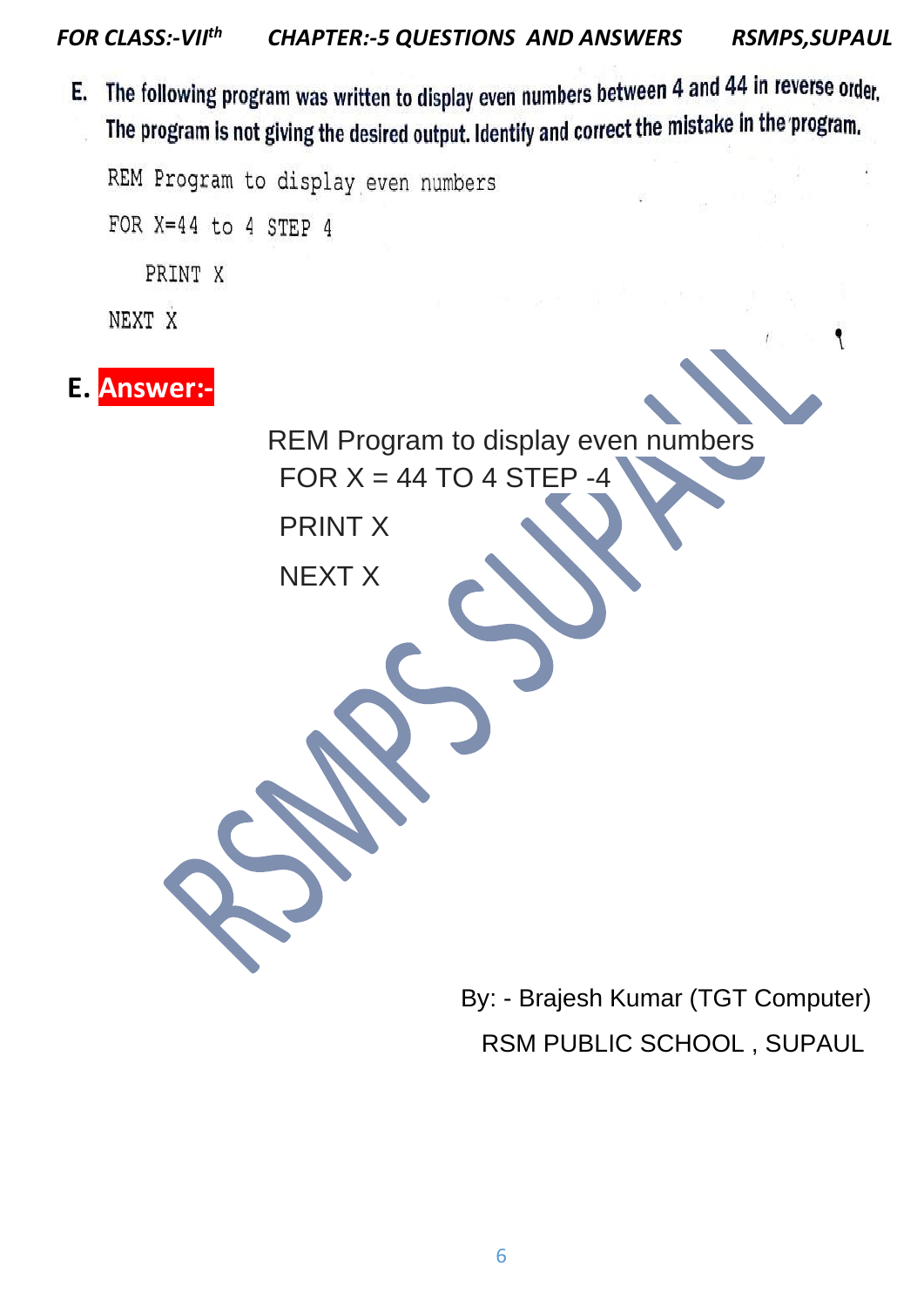**E.** The following program was written to display even numbers between 4 and 44 in reverse order. The program is not giving the desired output. Identify and correct the mistake in the program.

```
REM Program to display even numbers
FOR X=44 to 4 STEP 4
   PRINT X
NEXT X
```

**E. Answer:-**

```
REM Program to display even numbers
FOR X = 44 TO 4 STEP -4
PRINT X
NEXT X
```

By: - Brajesh Kumar (TGT Computer)

RSM PUBLIC SCHOOL , SUPAUL